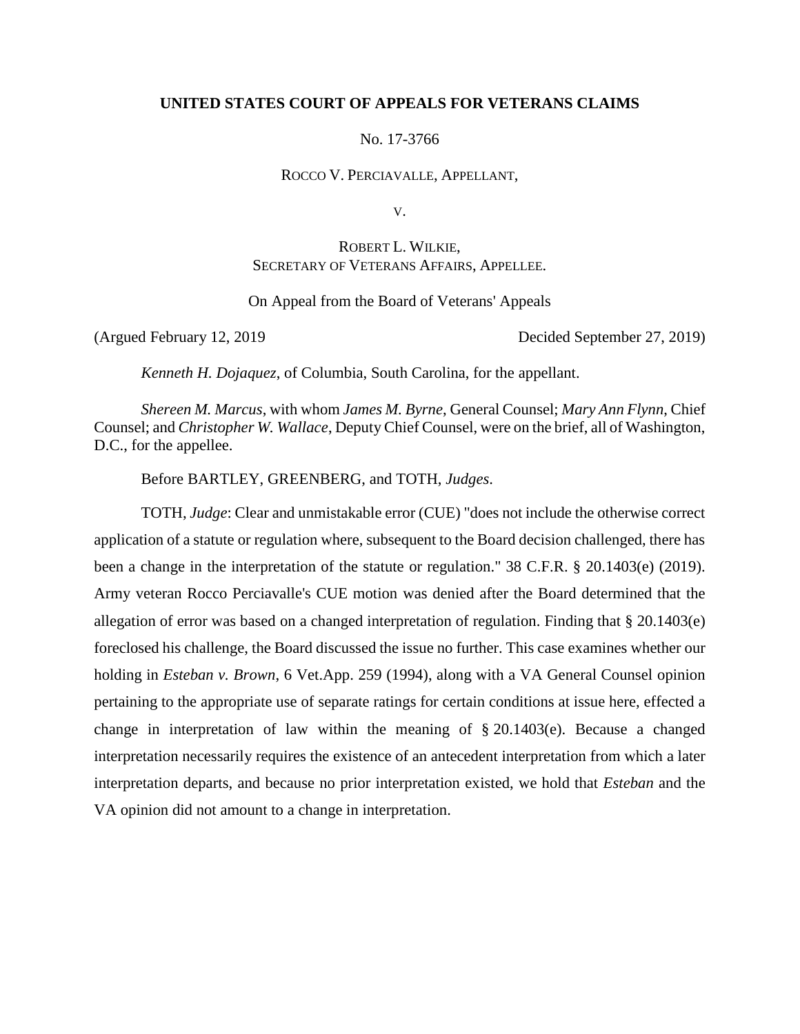**UNITED STATES COURT OF APPEALS FOR VETERANS CLAIMS**

No. 17-3766

ROCCO V. PERCIAVALLE, APPELLANT,

V.

ROBERT L. WILKIE,
SECRETARY OF VETERANS AFFAIRS, APPELLEE.

On Appeal from the Board of Veterans' Appeals

(Argued February 12, 2019) Decided September 27, 2019)

*Kenneth H. Dojaquez*, of Columbia, South Carolina, for the appellant.

*Shereen M. Marcus*, with whom *James M. Byrne*, General Counsel; *Mary Ann Flynn*, Chief Counsel; and *Christopher W. Wallace*, Deputy Chief Counsel, were on the brief, all of Washington, D.C., for the appellee.

Before BARTLEY, GREENBERG, and TOTH, *Judges*.

TOTH, *Judge*: Clear and unmistakable error (CUE) "does not include the otherwise correct application of a statute or regulation where, subsequent to the Board decision challenged, there has been a change in the interpretation of the statute or regulation." 38 C.F.R. § 20.1403(e) (2019). Army veteran Rocco Perciavalle's CUE motion was denied after the Board determined that the allegation of error was based on a changed interpretation of regulation. Finding that § 20.1403(e) foreclosed his challenge, the Board discussed the issue no further. This case examines whether our holding in *Esteban v. Brown*, 6 Vet.App. 259 (1994), along with a VA General Counsel opinion pertaining to the appropriate use of separate ratings for certain conditions at issue here, effected a change in interpretation of law within the meaning of § 20.1403(e). Because a changed interpretation necessarily requires the existence of an antecedent interpretation from which a later interpretation departs, and because no prior interpretation existed, we hold that *Esteban* and the VA opinion did not amount to a change in interpretation.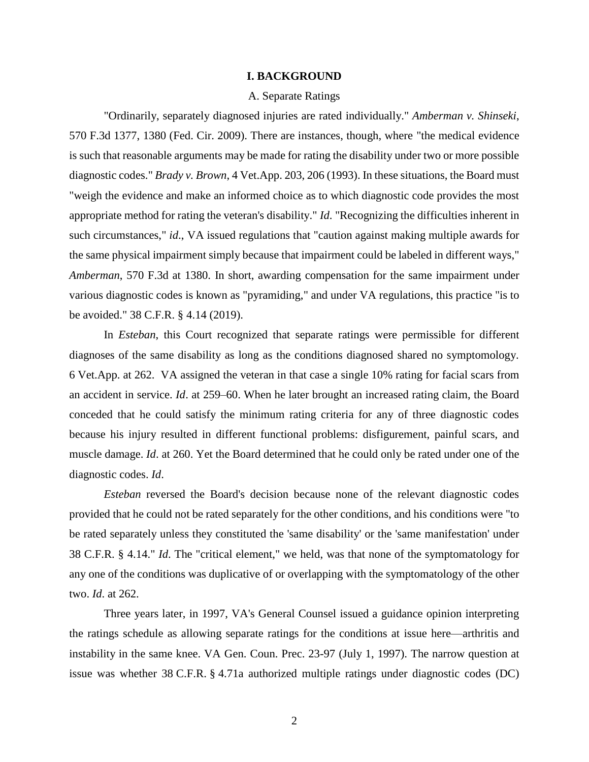## I. BACKGROUND

### A. Separate Ratings

"Ordinarily, separately diagnosed injuries are rated individually." *Amberman v. Shinseki*, 570 F.3d 1377, 1380 (Fed. Cir. 2009). There are instances, though, where "the medical evidence is such that reasonable arguments may be made for rating the disability under two or more possible diagnostic codes." *Brady v. Brown*, 4 Vet.App. 203, 206 (1993). In these situations, the Board must "weigh the evidence and make an informed choice as to which diagnostic code provides the most appropriate method for rating the veteran's disability." *Id*. "Recognizing the difficulties inherent in such circumstances," *id*., VA issued regulations that "caution against making multiple awards for the same physical impairment simply because that impairment could be labeled in different ways," *Amberman*, 570 F.3d at 1380. In short, awarding compensation for the same impairment under various diagnostic codes is known as "pyramiding," and under VA regulations, this practice "is to be avoided." 38 C.F.R. § 4.14 (2019).

In *Esteban*, this Court recognized that separate ratings were permissible for different diagnoses of the same disability as long as the conditions diagnosed shared no symptomology. 6 Vet.App. at 262. VA assigned the veteran in that case a single 10% rating for facial scars from an accident in service. *Id*. at 259–60. When he later brought an increased rating claim, the Board conceded that he could satisfy the minimum rating criteria for any of three diagnostic codes because his injury resulted in different functional problems: disfigurement, painful scars, and muscle damage. *Id*. at 260. Yet the Board determined that he could only be rated under one of the diagnostic codes. *Id*.

*Esteban* reversed the Board's decision because none of the relevant diagnostic codes provided that he could not be rated separately for the other conditions, and his conditions were "to be rated separately unless they constituted the 'same disability' or the 'same manifestation' under 38 C.F.R. § 4.14." *Id*. The "critical element," we held, was that none of the symptomatology for any one of the conditions was duplicative of or overlapping with the symptomatology of the other two. *Id*. at 262.

Three years later, in 1997, VA's General Counsel issued a guidance opinion interpreting the ratings schedule as allowing separate ratings for the conditions at issue here—arthritis and instability in the same knee. VA Gen. Coun. Prec. 23-97 (July 1, 1997). The narrow question at issue was whether 38 C.F.R. § 4.71a authorized multiple ratings under diagnostic codes (DC)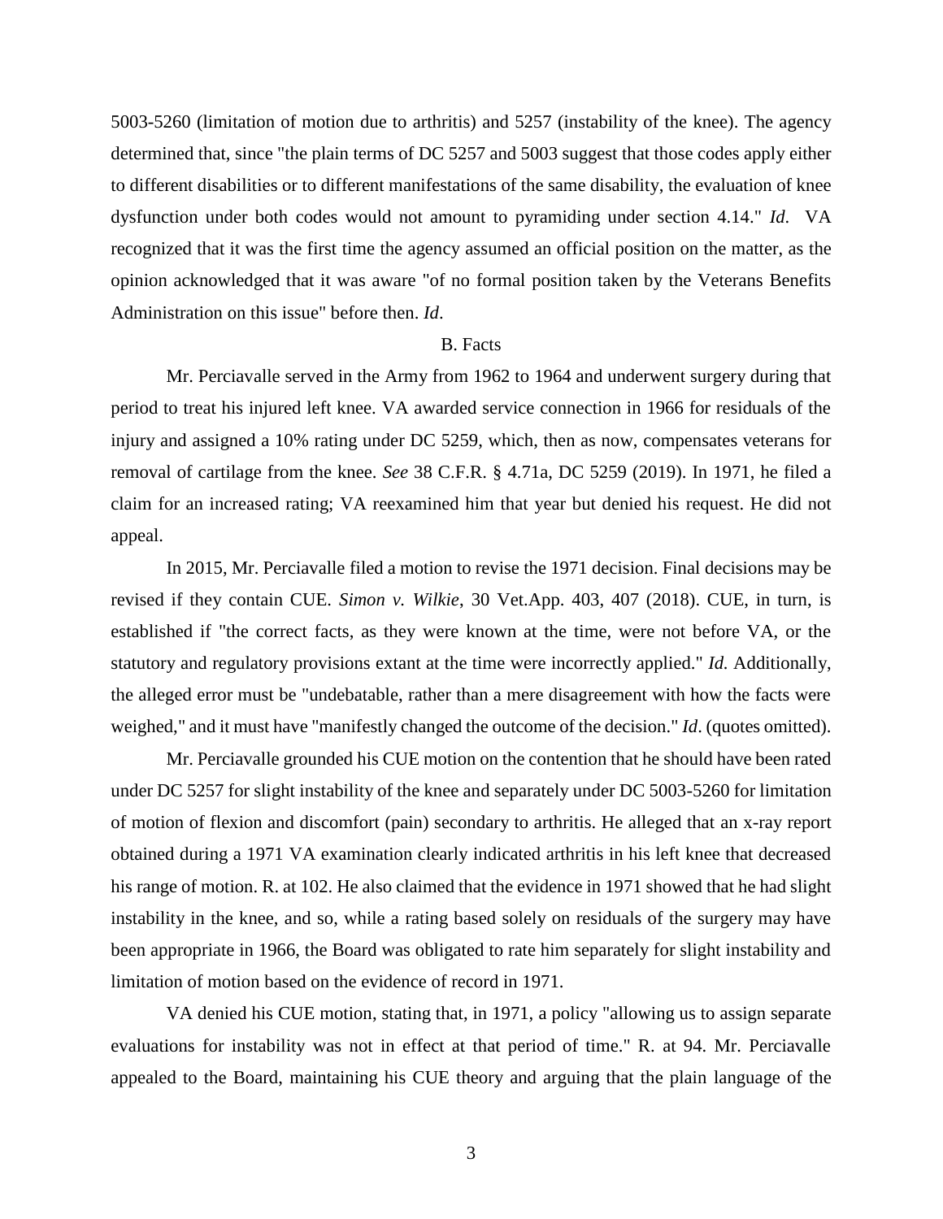5003-5260 (limitation of motion due to arthritis) and 5257 (instability of the knee). The agency determined that, since "the plain terms of DC 5257 and 5003 suggest that those codes apply either to different disabilities or to different manifestations of the same disability, the evaluation of knee dysfunction under both codes would not amount to pyramiding under section 4.14." *Id*. VA recognized that it was the first time the agency assumed an official position on the matter, as the opinion acknowledged that it was aware "of no formal position taken by the Veterans Benefits Administration on this issue" before then. *Id*.

B. Facts

Mr. Perciavalle served in the Army from 1962 to 1964 and underwent surgery during that period to treat his injured left knee. VA awarded service connection in 1966 for residuals of the injury and assigned a 10% rating under DC 5259, which, then as now, compensates veterans for removal of cartilage from the knee. *See* 38 C.F.R. § 4.71a, DC 5259 (2019). In 1971, he filed a claim for an increased rating; VA reexamined him that year but denied his request. He did not appeal.

In 2015, Mr. Perciavalle filed a motion to revise the 1971 decision. Final decisions may be revised if they contain CUE. *Simon v. Wilkie*, 30 Vet.App. 403, 407 (2018). CUE, in turn, is established if "the correct facts, as they were known at the time, were not before VA, or the statutory and regulatory provisions extant at the time were incorrectly applied." *Id.* Additionally, the alleged error must be "undebatable, rather than a mere disagreement with how the facts were weighed," and it must have "manifestly changed the outcome of the decision." *Id*. (quotes omitted).

Mr. Perciavalle grounded his CUE motion on the contention that he should have been rated under DC 5257 for slight instability of the knee and separately under DC 5003-5260 for limitation of motion of flexion and discomfort (pain) secondary to arthritis. He alleged that an x-ray report obtained during a 1971 VA examination clearly indicated arthritis in his left knee that decreased his range of motion. R. at 102. He also claimed that the evidence in 1971 showed that he had slight instability in the knee, and so, while a rating based solely on residuals of the surgery may have been appropriate in 1966, the Board was obligated to rate him separately for slight instability and limitation of motion based on the evidence of record in 1971.

VA denied his CUE motion, stating that, in 1971, a policy "allowing us to assign separate evaluations for instability was not in effect at that period of time." R. at 94. Mr. Perciavalle appealed to the Board, maintaining his CUE theory and arguing that the plain language of the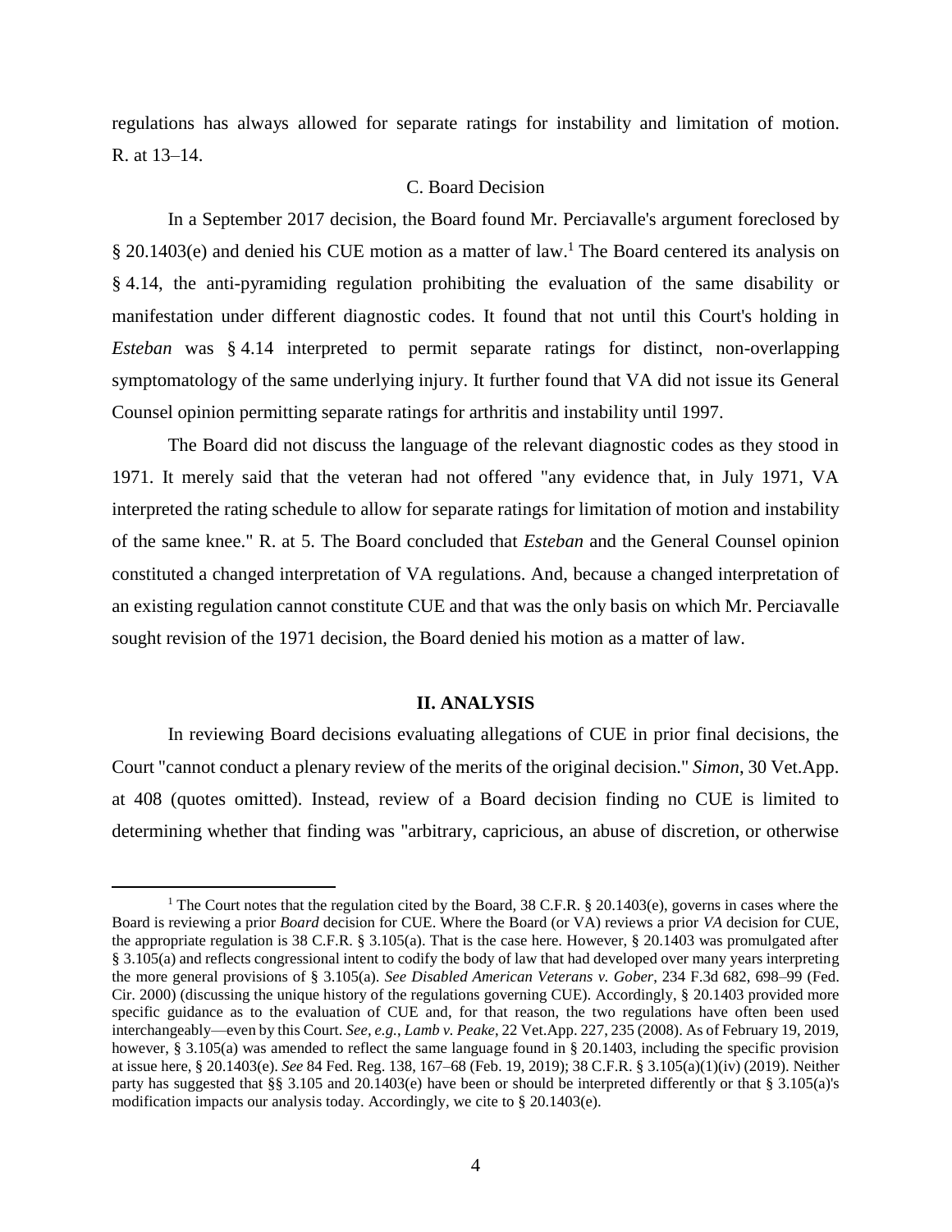regulations has always allowed for separate ratings for instability and limitation of motion. R. at 13–14.

### C. Board Decision

In a September 2017 decision, the Board found Mr. Perciavalle's argument foreclosed by § 20.1403(e) and denied his CUE motion as a matter of law.[1] The Board centered its analysis on § 4.14, the anti-pyramiding regulation prohibiting the evaluation of the same disability or manifestation under different diagnostic codes. It found that not until this Court's holding in *Esteban* was § 4.14 interpreted to permit separate ratings for distinct, non-overlapping symptomatology of the same underlying injury. It further found that VA did not issue its General Counsel opinion permitting separate ratings for arthritis and instability until 1997.

The Board did not discuss the language of the relevant diagnostic codes as they stood in 1971. It merely said that the veteran had not offered "any evidence that, in July 1971, VA interpreted the rating schedule to allow for separate ratings for limitation of motion and instability of the same knee." R. at 5. The Board concluded that *Esteban* and the General Counsel opinion constituted a changed interpretation of VA regulations. And, because a changed interpretation of an existing regulation cannot constitute CUE and that was the only basis on which Mr. Perciavalle sought revision of the 1971 decision, the Board denied his motion as a matter of law.

## II. ANALYSIS

In reviewing Board decisions evaluating allegations of CUE in prior final decisions, the Court "cannot conduct a plenary review of the merits of the original decision." *Simon*, 30 Vet.App. at 408 (quotes omitted). Instead, review of a Board decision finding no CUE is limited to determining whether that finding was "arbitrary, capricious, an abuse of discretion, or otherwise

---

[1] The Court notes that the regulation cited by the Board, 38 C.F.R. § 20.1403(e), governs in cases where the Board is reviewing a prior *Board* decision for CUE. Where the Board (or VA) reviews a prior *VA* decision for CUE, the appropriate regulation is 38 C.F.R. § 3.105(a). That is the case here. However, § 20.1403 was promulgated after § 3.105(a) and reflects congressional intent to codify the body of law that had developed over many years interpreting the more general provisions of § 3.105(a). *See Disabled American Veterans v. Gober*, 234 F.3d 682, 698–99 (Fed. Cir. 2000) (discussing the unique history of the regulations governing CUE). Accordingly, § 20.1403 provided more specific guidance as to the evaluation of CUE and, for that reason, the two regulations have often been used interchangeably—even by this Court. *See, e.g.*, *Lamb v. Peake*, 22 Vet.App. 227, 235 (2008). As of February 19, 2019, however, § 3.105(a) was amended to reflect the same language found in § 20.1403, including the specific provision at issue here, § 20.1403(e). *See* 84 Fed. Reg. 138, 167–68 (Feb. 19, 2019); 38 C.F.R. § 3.105(a)(1)(iv) (2019). Neither party has suggested that §§ 3.105 and 20.1403(e) have been or should be interpreted differently or that § 3.105(a)'s modification impacts our analysis today. Accordingly, we cite to § 20.1403(e).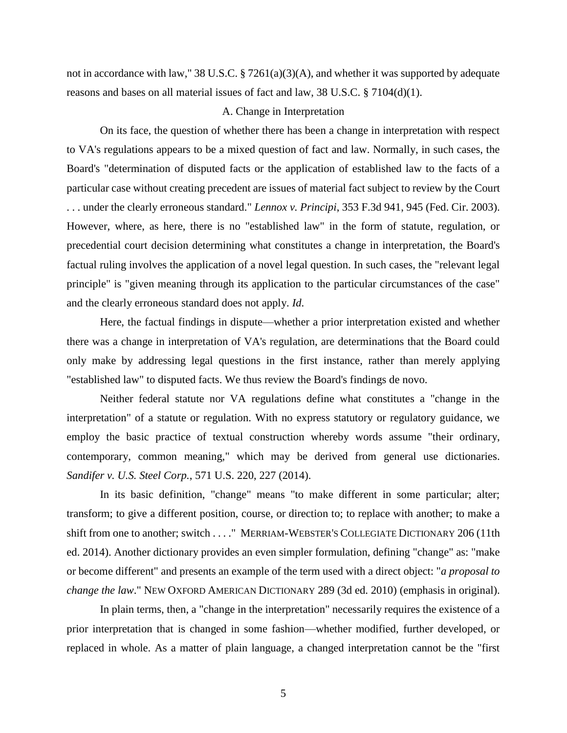not in accordance with law," 38 U.S.C. § 7261(a)(3)(A), and whether it was supported by adequate reasons and bases on all material issues of fact and law, 38 U.S.C. § 7104(d)(1).

### A. Change in Interpretation

On its face, the question of whether there has been a change in interpretation with respect to VA's regulations appears to be a mixed question of fact and law. Normally, in such cases, the Board's "determination of disputed facts or the application of established law to the facts of a particular case without creating precedent are issues of material fact subject to review by the Court . . . under the clearly erroneous standard." *Lennox v. Principi*, 353 F.3d 941, 945 (Fed. Cir. 2003). However, where, as here, there is no "established law" in the form of statute, regulation, or precedential court decision determining what constitutes a change in interpretation, the Board's factual ruling involves the application of a novel legal question. In such cases, the "relevant legal principle" is "given meaning through its application to the particular circumstances of the case" and the clearly erroneous standard does not apply. *Id.*

Here, the factual findings in dispute—whether a prior interpretation existed and whether there was a change in interpretation of VA's regulation, are determinations that the Board could only make by addressing legal questions in the first instance, rather than merely applying "established law" to disputed facts. We thus review the Board's findings de novo.

Neither federal statute nor VA regulations define what constitutes a "change in the interpretation" of a statute or regulation. With no express statutory or regulatory guidance, we employ the basic practice of textual construction whereby words assume "their ordinary, contemporary, common meaning," which may be derived from general use dictionaries. *Sandifer v. U.S. Steel Corp.*, 571 U.S. 220, 227 (2014).

In its basic definition, "change" means "to make different in some particular; alter; transform; to give a different position, course, or direction to; to replace with another; to make a shift from one to another; switch . . . ." MERRIAM-WEBSTER'S COLLEGIATE DICTIONARY 206 (11th ed. 2014). Another dictionary provides an even simpler formulation, defining "change" as: "make or become different" and presents an example of the term used with a direct object: "*a proposal to change the law*." NEW OXFORD AMERICAN DICTIONARY 289 (3d ed. 2010) (emphasis in original).

In plain terms, then, a "change in the interpretation" necessarily requires the existence of a prior interpretation that is changed in some fashion—whether modified, further developed, or replaced in whole. As a matter of plain language, a changed interpretation cannot be the "first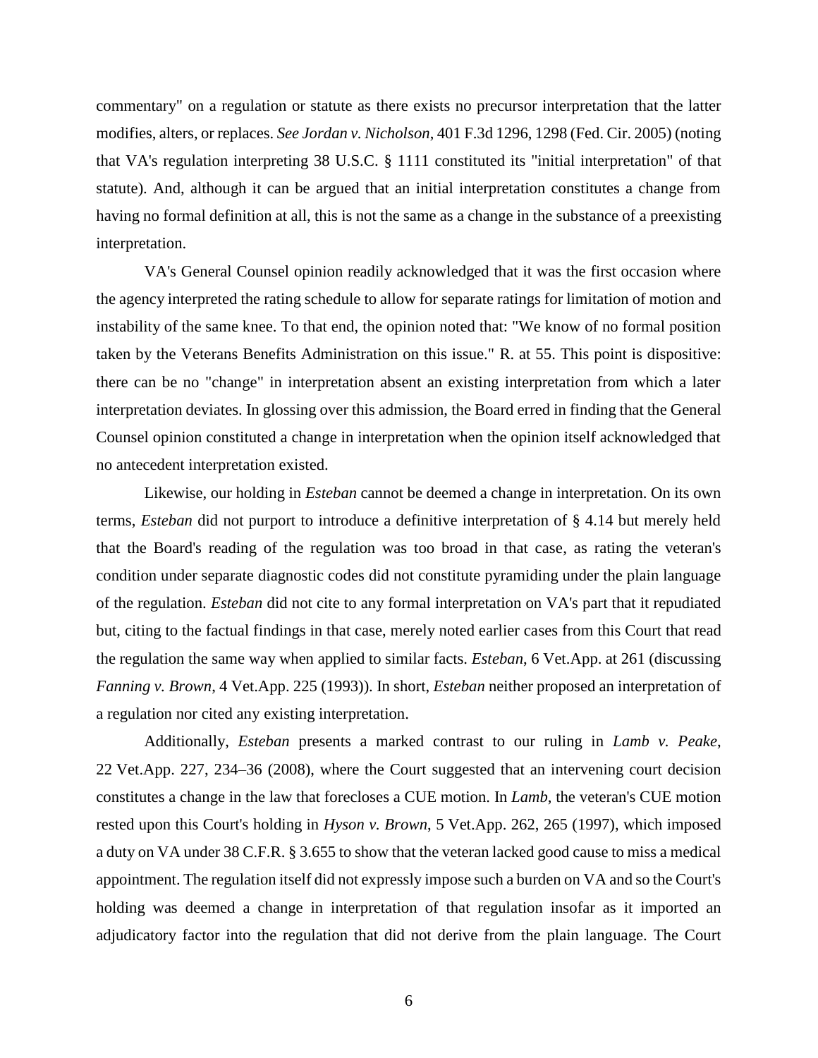commentary" on a regulation or statute as there exists no precursor interpretation that the latter modifies, alters, or replaces. *See Jordan v. Nicholson*, 401 F.3d 1296, 1298 (Fed. Cir. 2005) (noting that VA's regulation interpreting 38 U.S.C. § 1111 constituted its "initial interpretation" of that statute). And, although it can be argued that an initial interpretation constitutes a change from having no formal definition at all, this is not the same as a change in the substance of a preexisting interpretation.

VA's General Counsel opinion readily acknowledged that it was the first occasion where the agency interpreted the rating schedule to allow for separate ratings for limitation of motion and instability of the same knee. To that end, the opinion noted that: "We know of no formal position taken by the Veterans Benefits Administration on this issue." R. at 55. This point is dispositive: there can be no "change" in interpretation absent an existing interpretation from which a later interpretation deviates. In glossing over this admission, the Board erred in finding that the General Counsel opinion constituted a change in interpretation when the opinion itself acknowledged that no antecedent interpretation existed.

Likewise, our holding in *Esteban* cannot be deemed a change in interpretation. On its own terms, *Esteban* did not purport to introduce a definitive interpretation of § 4.14 but merely held that the Board's reading of the regulation was too broad in that case, as rating the veteran's condition under separate diagnostic codes did not constitute pyramiding under the plain language of the regulation. *Esteban* did not cite to any formal interpretation on VA's part that it repudiated but, citing to the factual findings in that case, merely noted earlier cases from this Court that read the regulation the same way when applied to similar facts. *Esteban*, 6 Vet.App. at 261 (discussing *Fanning v. Brown*, 4 Vet.App. 225 (1993)). In short, *Esteban* neither proposed an interpretation of a regulation nor cited any existing interpretation.

Additionally, *Esteban* presents a marked contrast to our ruling in *Lamb v. Peake*, 22 Vet.App. 227, 234–36 (2008), where the Court suggested that an intervening court decision constitutes a change in the law that forecloses a CUE motion. In *Lamb*, the veteran's CUE motion rested upon this Court's holding in *Hyson v. Brown*, 5 Vet.App. 262, 265 (1997), which imposed a duty on VA under 38 C.F.R. § 3.655 to show that the veteran lacked good cause to miss a medical appointment. The regulation itself did not expressly impose such a burden on VA and so the Court's holding was deemed a change in interpretation of that regulation insofar as it imported an adjudicatory factor into the regulation that did not derive from the plain language. The Court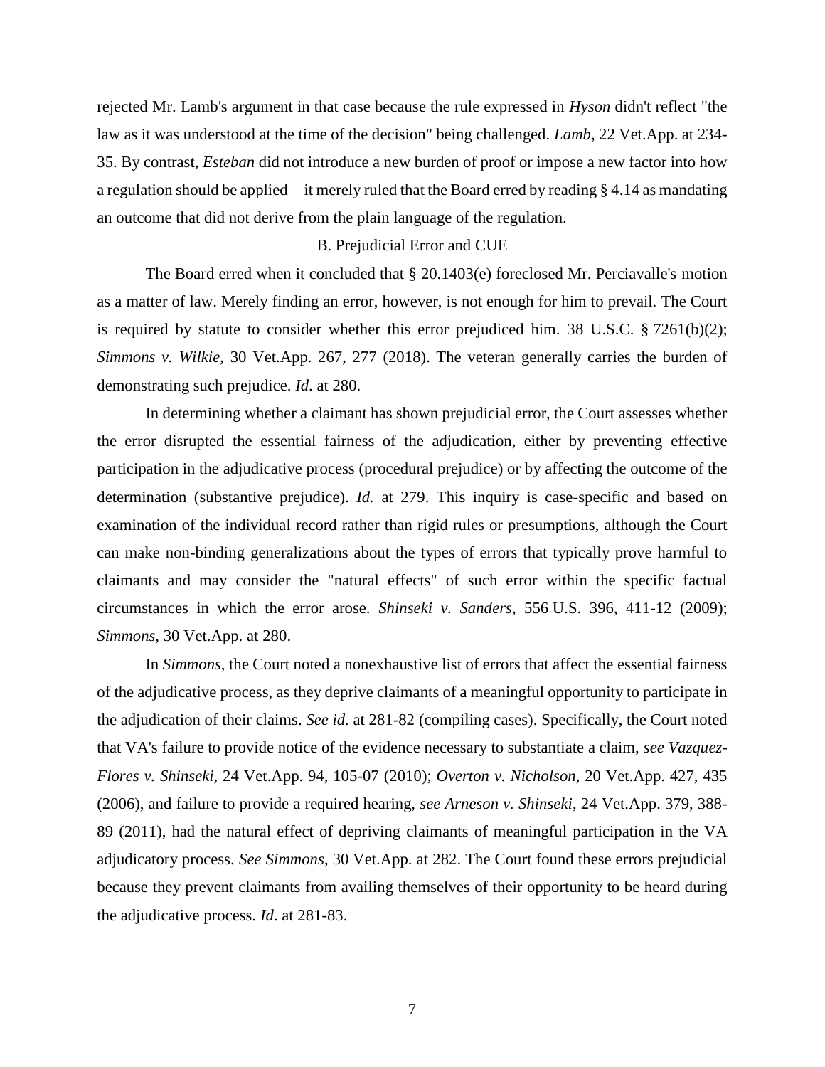rejected Mr. Lamb's argument in that case because the rule expressed in *Hyson* didn't reflect "the law as it was understood at the time of the decision" being challenged. *Lamb*, 22 Vet.App. at 234-35. By contrast, *Esteban* did not introduce a new burden of proof or impose a new factor into how a regulation should be applied—it merely ruled that the Board erred by reading § 4.14 as mandating an outcome that did not derive from the plain language of the regulation.

### B. Prejudicial Error and CUE

The Board erred when it concluded that § 20.1403(e) foreclosed Mr. Perciavalle's motion as a matter of law. Merely finding an error, however, is not enough for him to prevail. The Court is required by statute to consider whether this error prejudiced him. 38 U.S.C. § 7261(b)(2); *Simmons v. Wilkie*, 30 Vet.App. 267, 277 (2018). The veteran generally carries the burden of demonstrating such prejudice. *Id.* at 280.

In determining whether a claimant has shown prejudicial error, the Court assesses whether the error disrupted the essential fairness of the adjudication, either by preventing effective participation in the adjudicative process (procedural prejudice) or by affecting the outcome of the determination (substantive prejudice). *Id.* at 279. This inquiry is case-specific and based on examination of the individual record rather than rigid rules or presumptions, although the Court can make non-binding generalizations about the types of errors that typically prove harmful to claimants and may consider the "natural effects" of such error within the specific factual circumstances in which the error arose. *Shinseki v. Sanders*, 556 U.S. 396, 411-12 (2009); *Simmons*, 30 Vet.App. at 280.

In *Simmons*, the Court noted a nonexhaustive list of errors that affect the essential fairness of the adjudicative process, as they deprive claimants of a meaningful opportunity to participate in the adjudication of their claims. *See id.* at 281-82 (compiling cases). Specifically, the Court noted that VA's failure to provide notice of the evidence necessary to substantiate a claim, *see Vazquez-Flores v. Shinseki*, 24 Vet.App. 94, 105-07 (2010); *Overton v. Nicholson*, 20 Vet.App. 427, 435 (2006), and failure to provide a required hearing, *see Arneson v. Shinseki*, 24 Vet.App. 379, 388-89 (2011), had the natural effect of depriving claimants of meaningful participation in the VA adjudicatory process. *See Simmons*, 30 Vet.App. at 282. The Court found these errors prejudicial because they prevent claimants from availing themselves of their opportunity to be heard during the adjudicative process. *Id*. at 281-83.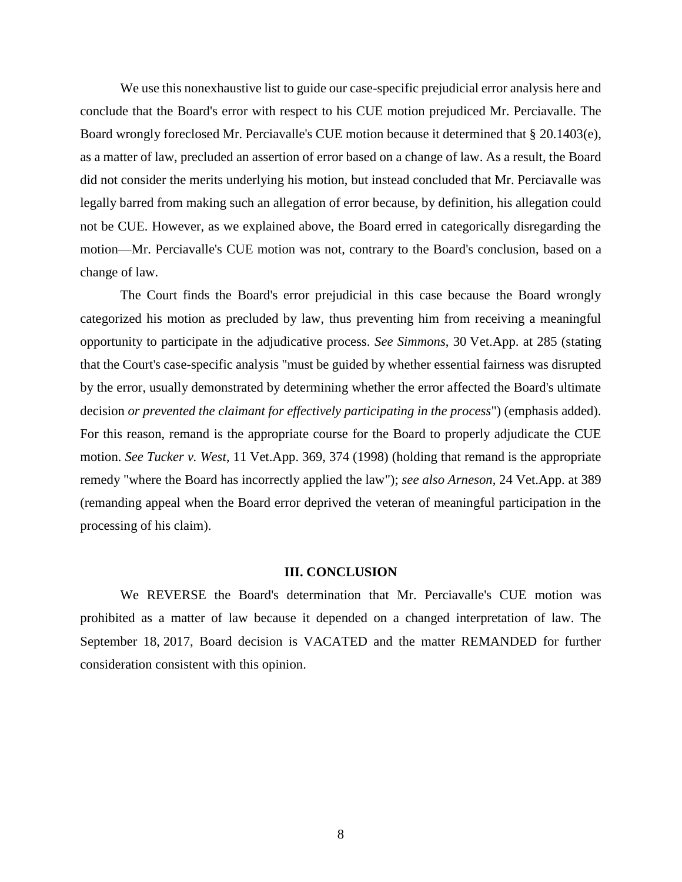We use this nonexhaustive list to guide our case-specific prejudicial error analysis here and conclude that the Board's error with respect to his CUE motion prejudiced Mr. Perciavalle. The Board wrongly foreclosed Mr. Perciavalle's CUE motion because it determined that § 20.1403(e), as a matter of law, precluded an assertion of error based on a change of law. As a result, the Board did not consider the merits underlying his motion, but instead concluded that Mr. Perciavalle was legally barred from making such an allegation of error because, by definition, his allegation could not be CUE. However, as we explained above, the Board erred in categorically disregarding the motion—Mr. Perciavalle's CUE motion was not, contrary to the Board's conclusion, based on a change of law.

The Court finds the Board's error prejudicial in this case because the Board wrongly categorized his motion as precluded by law, thus preventing him from receiving a meaningful opportunity to participate in the adjudicative process. *See Simmons*, 30 Vet.App. at 285 (stating that the Court's case-specific analysis "must be guided by whether essential fairness was disrupted by the error, usually demonstrated by determining whether the error affected the Board's ultimate decision *or prevented the claimant for effectively participating in the process*") (emphasis added). For this reason, remand is the appropriate course for the Board to properly adjudicate the CUE motion. *See Tucker v. West*, 11 Vet.App. 369, 374 (1998) (holding that remand is the appropriate remedy "where the Board has incorrectly applied the law"); *see also Arneson*, 24 Vet.App. at 389 (remanding appeal when the Board error deprived the veteran of meaningful participation in the processing of his claim).

## III. CONCLUSION

We REVERSE the Board's determination that Mr. Perciavalle's CUE motion was prohibited as a matter of law because it depended on a changed interpretation of law. The September 18, 2017, Board decision is VACATED and the matter REMANDED for further consideration consistent with this opinion.